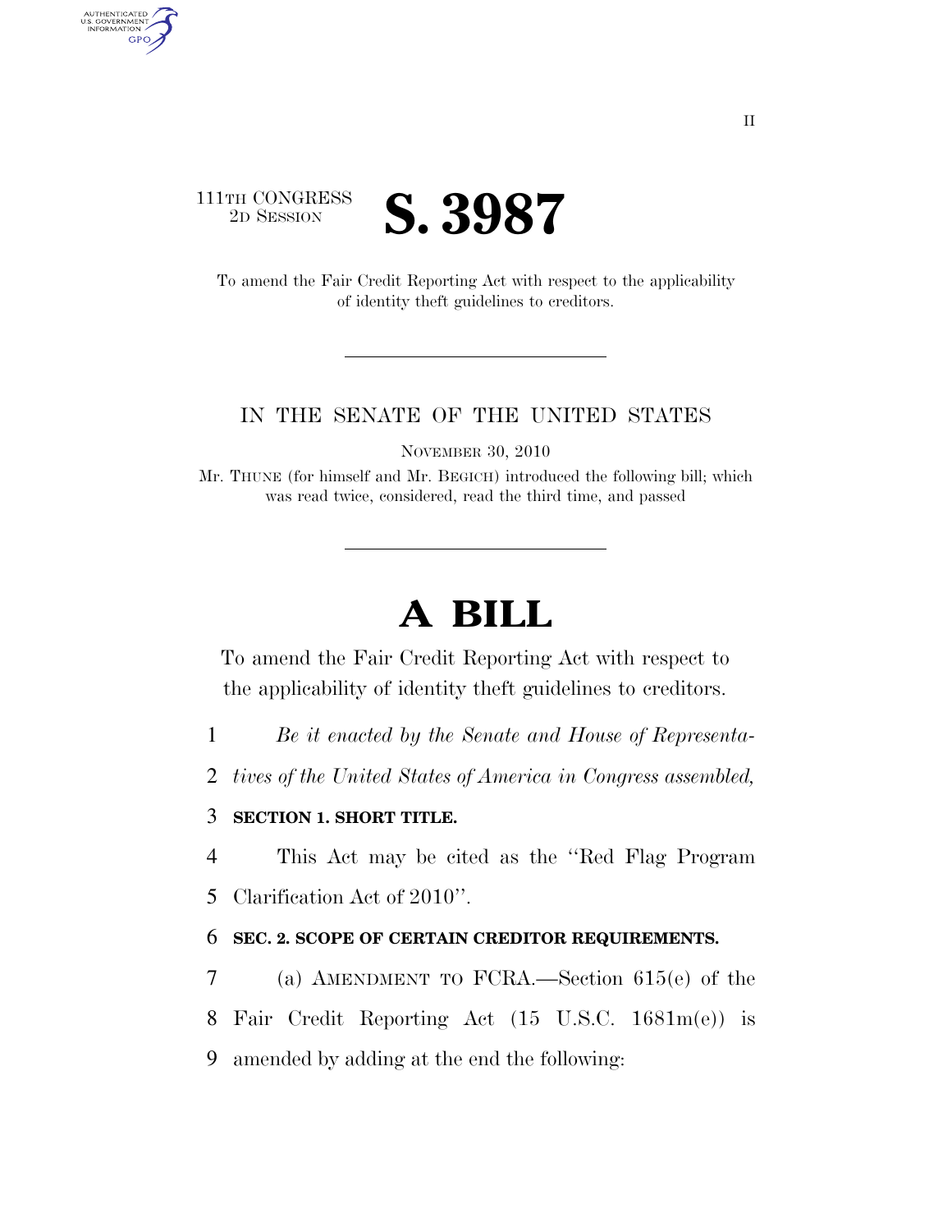111TH CONGRESS
2D SESSION

# S. 3987

To amend the Fair Credit Reporting Act with respect to the applicability of identity theft guidelines to creditors.

IN THE SENATE OF THE UNITED STATES

NOVEMBER 30, 2010

Mr. THUNE (for himself and Mr. BEGICH) introduced the following bill; which was read twice, considered, read the third time, and passed

# A BILL

To amend the Fair Credit Reporting Act with respect to the applicability of identity theft guidelines to creditors.

1 *Be it enacted by the Senate and House of Representa-*
2 *tives of the United States of America in Congress assembled,*

3 **SECTION 1. SHORT TITLE.**

4 This Act may be cited as the ''Red Flag Program
5 Clarification Act of 2010''.

6 **SEC. 2. SCOPE OF CERTAIN CREDITOR REQUIREMENTS.**

7 (a) AMENDMENT TO FCRA.—Section 615(e) of the
8 Fair Credit Reporting Act (15 U.S.C. 1681m(e)) is
9 amended by adding at the end the following: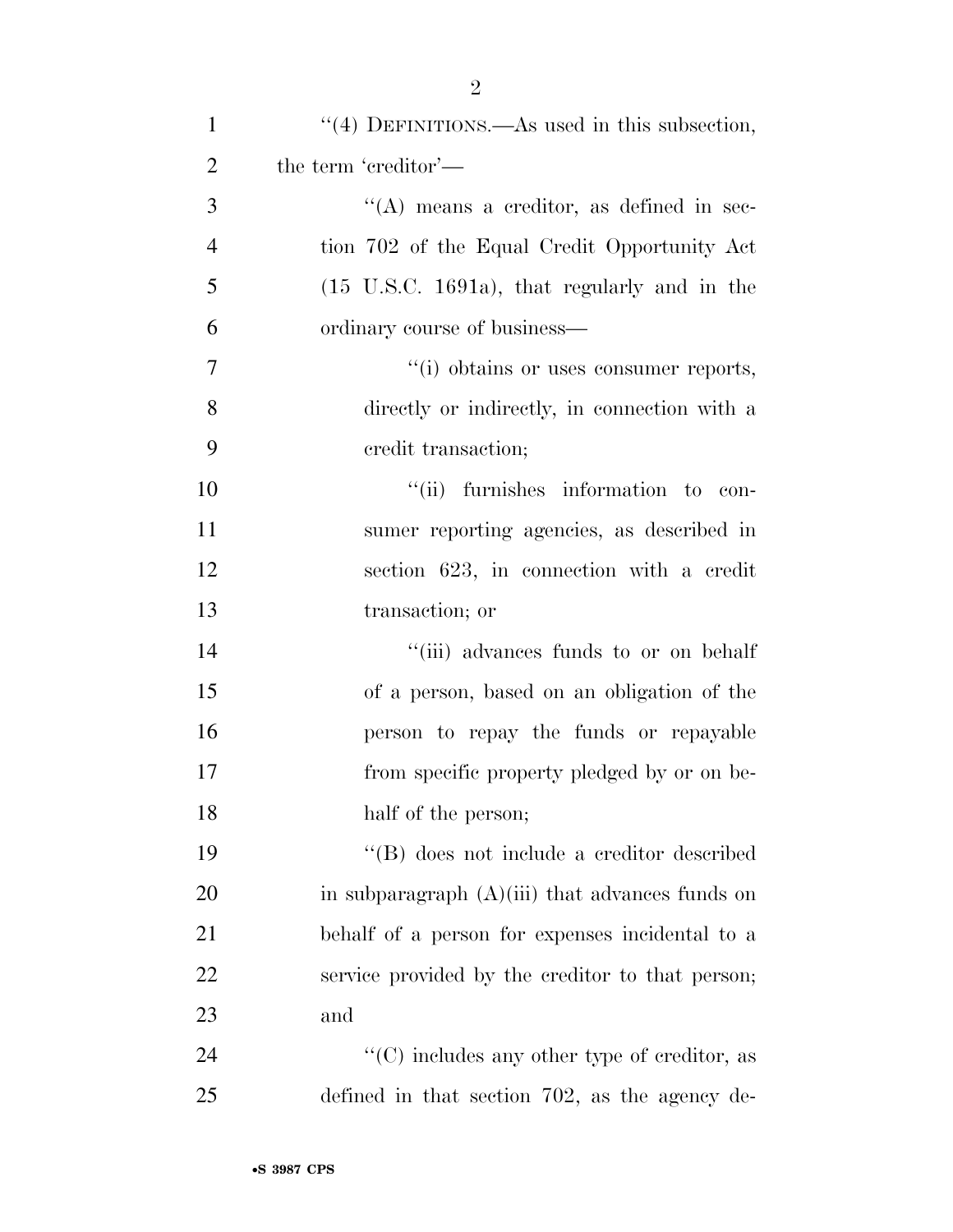''(4) DEFINITIONS.—As used in this subsection, the term 'creditor'—

''(A) means a creditor, as defined in section 702 of the Equal Credit Opportunity Act (15 U.S.C. 1691a), that regularly and in the ordinary course of business—

''(i) obtains or uses consumer reports, directly or indirectly, in connection with a credit transaction;

''(ii) furnishes information to consumer reporting agencies, as described in section 623, in connection with a credit transaction; or

''(iii) advances funds to or on behalf of a person, based on an obligation of the person to repay the funds or repayable from specific property pledged by or on behalf of the person;

''(B) does not include a creditor described in subparagraph (A)(iii) that advances funds on behalf of a person for expenses incidental to a service provided by the creditor to that person; and

''(C) includes any other type of creditor, as defined in that section 702, as the agency de-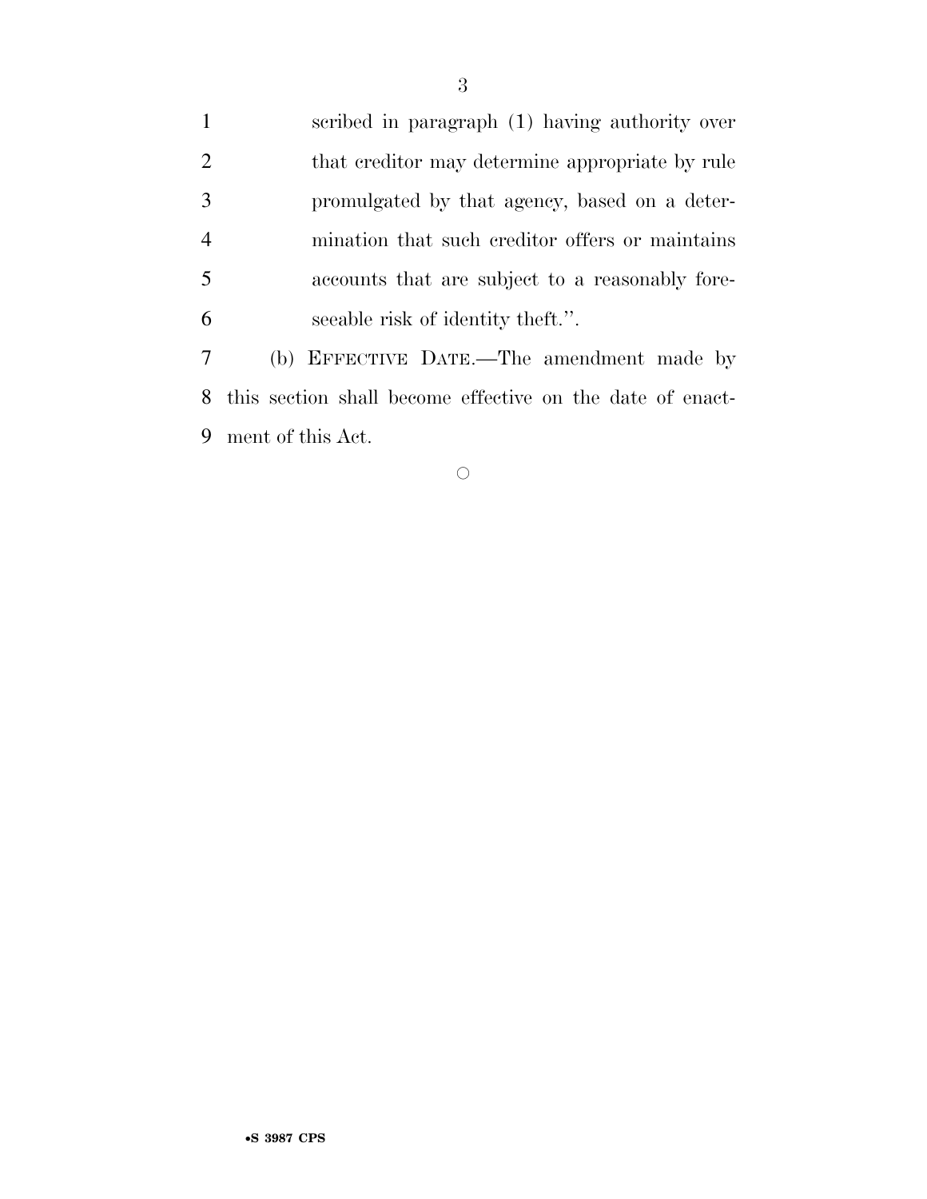scribed in paragraph (1) having authority over that creditor may determine appropriate by rule promulgated by that agency, based on a determination that such creditor offers or maintains accounts that are subject to a reasonably foreseeable risk of identity theft.''.

(b) EFFECTIVE DATE.—The amendment made by this section shall become effective on the date of enactment of this Act.

○